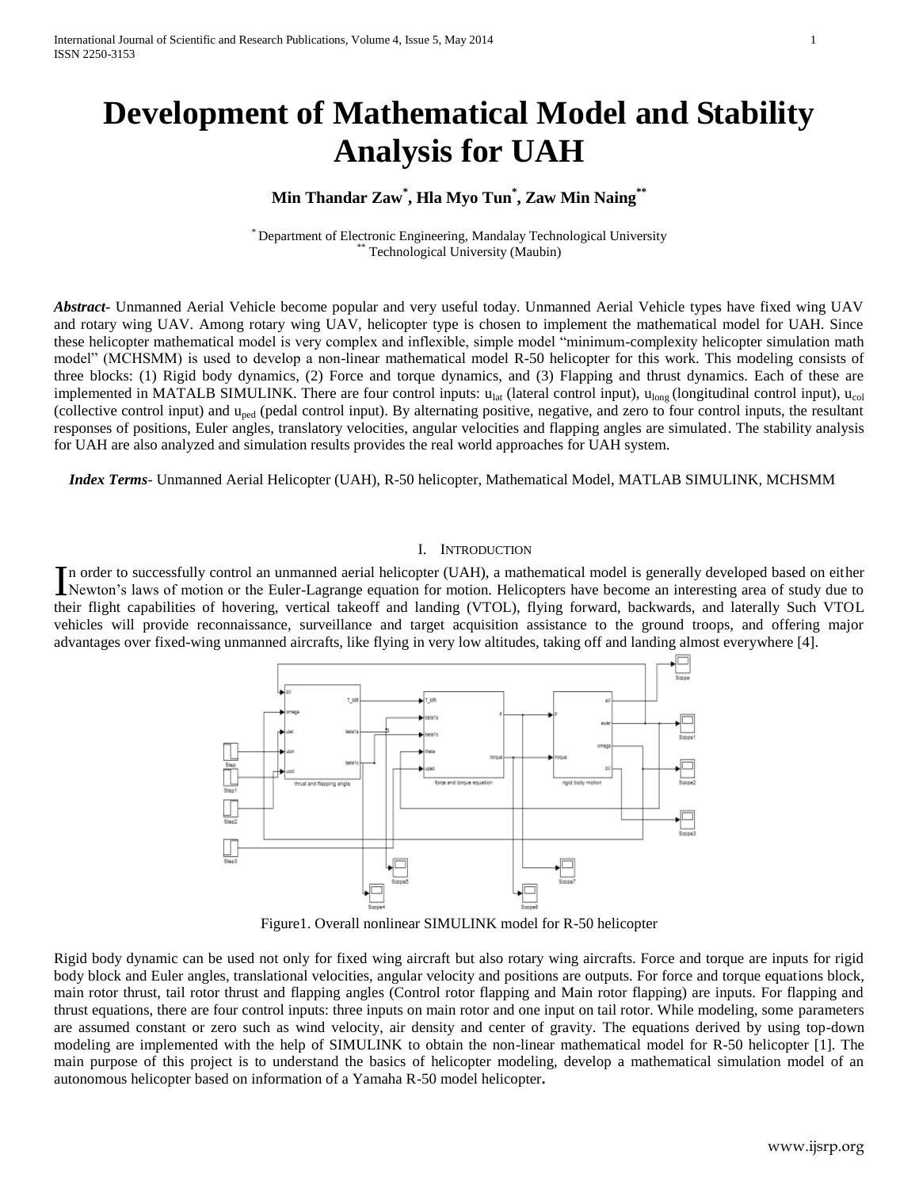# Development of Mathematical Model and Stability Analysis for UAH

**Min Thandar Zaw[*], Hla Myo Tun[*], Zaw Min Naing[**]**

[*] Department of Electronic Engineering, Mandalay Technological University
[**] Technological University (Maubin)

***Abstract***- Unmanned Aerial Vehicle become popular and very useful today. Unmanned Aerial Vehicle types have fixed wing UAV and rotary wing UAV. Among rotary wing UAV, helicopter type is chosen to implement the mathematical model for UAH. Since these helicopter mathematical model is very complex and inflexible, simple model "minimum-complexity helicopter simulation math model" (MCHSMM) is used to develop a non-linear mathematical model R-50 helicopter for this work. This modeling consists of three blocks: (1) Rigid body dynamics, (2) Force and torque dynamics, and (3) Flapping and thrust dynamics. Each of these are implemented in MATALB SIMULINK. There are four control inputs: $u_{lat}$ (lateral control input), $u_{long}$ (longitudinal control input), $u_{col}$ (collective control input) and $u_{ped}$ (pedal control input). By alternating positive, negative, and zero to four control inputs, the resultant responses of positions, Euler angles, translatory velocities, angular velocities and flapping angles are simulated. The stability analysis for UAH are also analyzed and simulation results provides the real world approaches for UAH system.

***Index Terms***- Unmanned Aerial Helicopter (UAH), R-50 helicopter, Mathematical Model, MATLAB SIMULINK, MCHSMM

## I. Introduction

In order to successfully control an unmanned aerial helicopter (UAH), a mathematical model is generally developed based on either Newton's laws of motion or the Euler-Lagrange equation for motion. Helicopters have become an interesting area of study due to their flight capabilities of hovering, vertical takeoff and landing (VTOL), flying forward, backwards, and laterally Such VTOL vehicles will provide reconnaissance, surveillance and target acquisition assistance to the ground troops, and offering major advantages over fixed-wing unmanned aircrafts, like flying in very low altitudes, taking off and landing almost everywhere [4].

Figure1. Overall nonlinear SIMULINK model for R-50 helicopter

Rigid body dynamic can be used not only for fixed wing aircraft but also rotary wing aircrafts. Force and torque are inputs for rigid body block and Euler angles, translational velocities, angular velocity and positions are outputs. For force and torque equations block, main rotor thrust, tail rotor thrust and flapping angles (Control rotor flapping and Main rotor flapping) are inputs. For flapping and thrust equations, there are four control inputs: three inputs on main rotor and one input on tail rotor. While modeling, some parameters are assumed constant or zero such as wind velocity, air density and center of gravity. The equations derived by using top-down modeling are implemented with the help of SIMULINK to obtain the non-linear mathematical model for R-50 helicopter [1]. The main purpose of this project is to understand the basics of helicopter modeling, develop a mathematical simulation model of an autonomous helicopter based on information of a Yamaha R-50 model helicopter**.**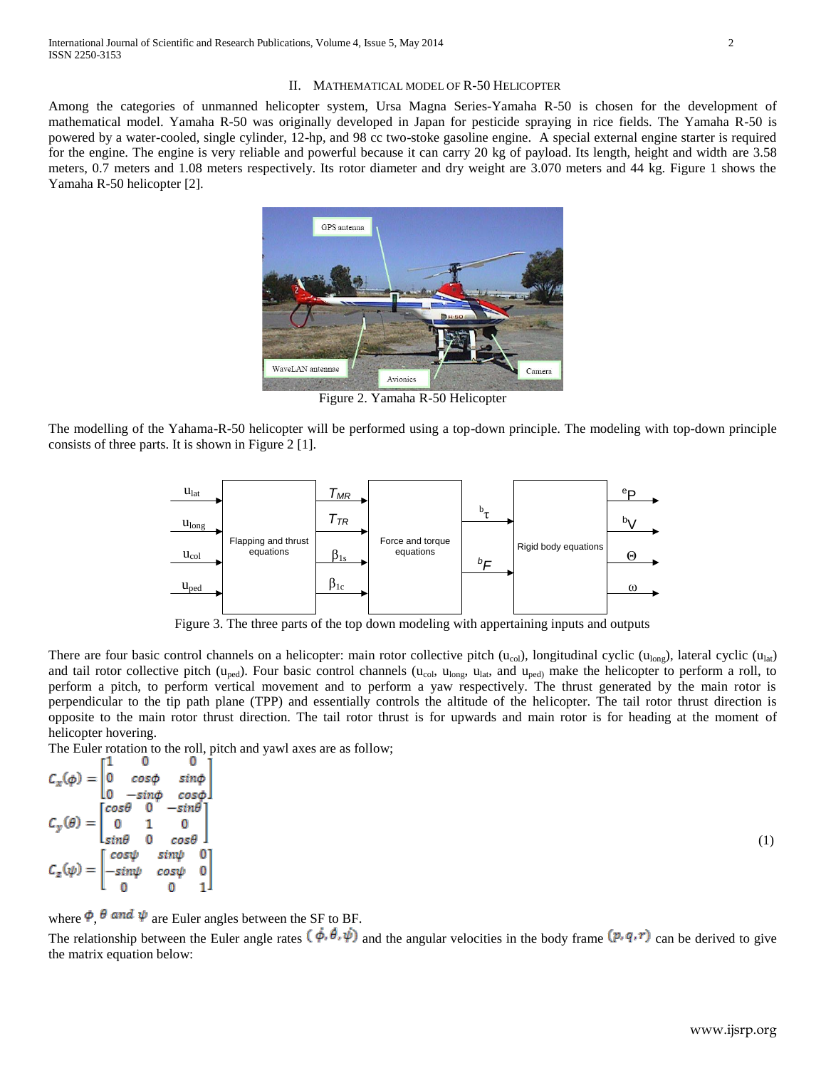## II. MATHEMATICAL MODEL OF R-50 HELICOPTER

Among the categories of unmanned helicopter system, Ursa Magna Series-Yamaha R-50 is chosen for the development of mathematical model. Yamaha R-50 was originally developed in Japan for pesticide spraying in rice fields. The Yamaha R-50 is powered by a water-cooled, single cylinder, 12-hp, and 98 cc two-stoke gasoline engine. A special external engine starter is required for the engine. The engine is very reliable and powerful because it can carry 20 kg of payload. Its length, height and width are 3.58 meters, 0.7 meters and 1.08 meters respectively. Its rotor diameter and dry weight are 3.070 meters and 44 kg. Figure 1 shows the Yamaha R-50 helicopter [2].

Figure 2. Yamaha R-50 Helicopter

The modelling of the Yahama-R-50 helicopter will be performed using a top-down principle. The modeling with top-down principle consists of three parts. It is shown in Figure 2 [1].

Figure 3. The three parts of the top down modeling with appertaining inputs and outputs

There are four basic control channels on a helicopter: main rotor collective pitch ($u_{col}$), longitudinal cyclic ($u_{long}$), lateral cyclic ($u_{lat}$) and tail rotor collective pitch ($u_{ped}$). Four basic control channels ($u_{col}$, $u_{long}$, $u_{lat}$, and $u_{ped}$) make the helicopter to perform a roll, to perform a pitch, to perform vertical movement and to perform a yaw respectively. The thrust generated by the main rotor is perpendicular to the tip path plane (TPP) and essentially controls the altitude of the helicopter. The tail rotor thrust direction is opposite to the main rotor thrust direction. The tail rotor thrust is for upwards and main rotor is for heading at the moment of helicopter hovering.

The Euler rotation to the roll, pitch and yawl axes are as follow;

$$C_x(\phi) = \begin{bmatrix} 1 & 0 & 0 \\ 0 & \cos\phi & \sin\phi \\ 0 & -\sin\phi & \cos\phi \end{bmatrix}$$
$$C_y(\theta) = \begin{bmatrix} \cos\theta & 0 & -\sin\theta \\ 0 & 1 & 0 \\ \sin\theta & 0 & \cos\theta \end{bmatrix} \qquad (1)$$
$$C_z(\psi) = \begin{bmatrix} \cos\psi & \sin\psi & 0 \\ -\sin\psi & \cos\psi & 0 \\ 0 & 0 & 1 \end{bmatrix}$$

where $\phi$, $\theta$ *and* $\psi$ are Euler angles between the SF to BF.

The relationship between the Euler angle rates $(\dot{\phi}, \dot{\theta}, \dot{\psi})$ and the angular velocities in the body frame $(p, q, r)$ can be derived to give the matrix equation below: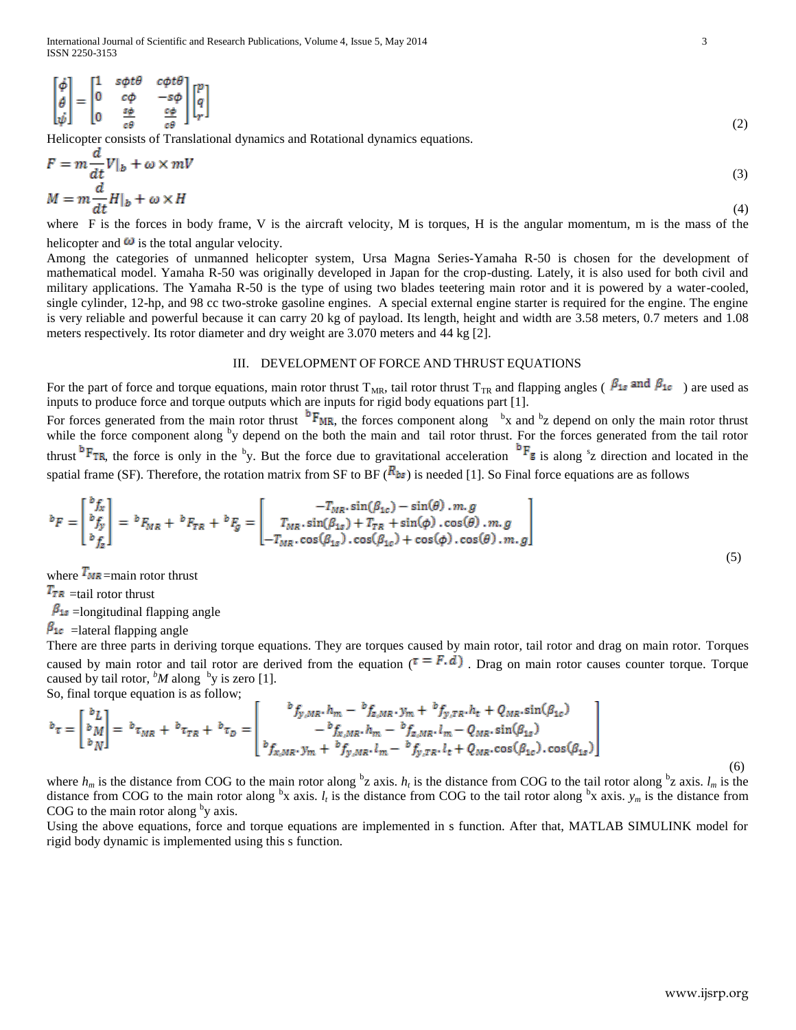$$
\begin{bmatrix} \dot{\phi} \\ \dot{\theta} \\ \dot{\psi} \end{bmatrix} = \begin{bmatrix} 1 & s\phi t\theta & c\phi t\theta \\ 0 & c\phi & -s\phi \\ 0 & \frac{s\phi}{c\theta} & \frac{c\phi}{c\theta} \end{bmatrix} \begin{bmatrix} p \\ q \\ r \end{bmatrix} \tag{2}
$$

Helicopter consists of Translational dynamics and Rotational dynamics equations.

$$
F = m\frac{d}{dt}V|_b + \omega \times mV \tag{3}
$$

$$
M = m\frac{d}{dt}H|_b + \omega \times H \tag{4}
$$

where F is the forces in body frame, V is the aircraft velocity, M is torques, H is the angular momentum, m is the mass of the helicopter and $\omega$ is the total angular velocity.

Among the categories of unmanned helicopter system, Ursa Magna Series-Yamaha R-50 is chosen for the development of mathematical model. Yamaha R-50 was originally developed in Japan for the crop-dusting. Lately, it is also used for both civil and military applications. The Yamaha R-50 is the type of using two blades teetering main rotor and it is powered by a water-cooled, single cylinder, 12-hp, and 98 cc two-stroke gasoline engines. A special external engine starter is required for the engine. The engine is very reliable and powerful because it can carry 20 kg of payload. Its length, height and width are 3.58 meters, 0.7 meters and 1.08 meters respectively. Its rotor diameter and dry weight are 3.070 meters and 44 kg [2].

## III. DEVELOPMENT OF FORCE AND THRUST EQUATIONS

For the part of force and torque equations, main rotor thrust $T_{MR}$, tail rotor thrust $T_{TR}$ and flapping angles ( $\beta_{1s}$ and $\beta_{1c}$ ) are used as inputs to produce force and torque outputs which are inputs for rigid body equations part [1].

For forces generated from the main rotor thrust ${}^{b}F_{MR}$, the forces component along ${}^{b}x$ and ${}^{b}z$ depend on only the main rotor thrust while the force component along ${}^{b}y$ depend on the both the main and tail rotor thrust. For the forces generated from the tail rotor thrust ${}^{b}F_{TR}$, the force is only in the ${}^{b}y$. But the force due to gravitational acceleration ${}^{b}F_{g}$ is along ${}^{s}z$ direction and located in the spatial frame (SF). Therefore, the rotation matrix from SF to BF ($R_{bs}$) is needed [1]. So Final force equations are as follows

$$
{}^{b}F = \begin{bmatrix} {}^{b}f_x \\ {}^{b}f_y \\ {}^{b}f_z \end{bmatrix} = {}^{b}F_{MR} + {}^{b}F_{TR} + {}^{b}F_g = \begin{bmatrix} -T_{MR}.\sin(\beta_{1c}) - \sin(\theta).m.g \\ T_{MR}.\sin(\beta_{1s}) + T_{TR} + \sin(\phi).\cos(\theta).m.g \\ -T_{MR}.\cos(\beta_{1s}).\cos(\beta_{1c}) + \cos(\phi).\cos(\theta).m.g \end{bmatrix} \tag{5}
$$

where $T_{MR}$ =main rotor thrust

$T_{TR}$ =tail rotor thrust

$\beta_{1s}$ =longitudinal flapping angle

$\beta_{1c}$ =lateral flapping angle

There are three parts in deriving torque equations. They are torques caused by main rotor, tail rotor and drag on main rotor. Torques caused by main rotor and tail rotor are derived from the equation ($\tau = F.d$) . Drag on main rotor causes counter torque. Torque caused by tail rotor, ${}^{b}M$ along ${}^{b}y$ is zero [1].

So, final torque equation is as follow;

$$
{}^{b}\tau = \begin{bmatrix} {}^{b}L \\ {}^{b}M \\ {}^{b}N \end{bmatrix} = {}^{b}\tau_{MR} + {}^{b}\tau_{TR} + {}^{b}\tau_{D} = \begin{bmatrix} {}^{b}f_{y,MR}.h_m - {}^{b}f_{z,MR}.y_m + {}^{b}f_{y,TR}.h_t + Q_{MR}.\sin(\beta_{1c}) \\ -{}^{b}f_{x,MR}.h_m - {}^{b}f_{z,MR}.l_m - Q_{MR}.\sin(\beta_{1s}) \\ {}^{b}f_{x,MR}.y_m + {}^{b}f_{y,MR}.l_m - {}^{b}f_{y,TR}.l_t + Q_{MR}.\cos(\beta_{1c}).\cos(\beta_{1s}) \end{bmatrix} \tag{6}
$$

where $h_m$ is the distance from COG to the main rotor along ${}^{b}z$ axis. $h_t$ is the distance from COG to the tail rotor along ${}^{b}z$ axis. $l_m$ is the distance from COG to the main rotor along ${}^{b}x$ axis. $l_t$ is the distance from COG to the tail rotor along ${}^{b}x$ axis. $y_m$ is the distance from COG to the main rotor along ${}^{b}y$ axis.

Using the above equations, force and torque equations are implemented in s function. After that, MATLAB SIMULINK model for rigid body dynamic is implemented using this s function.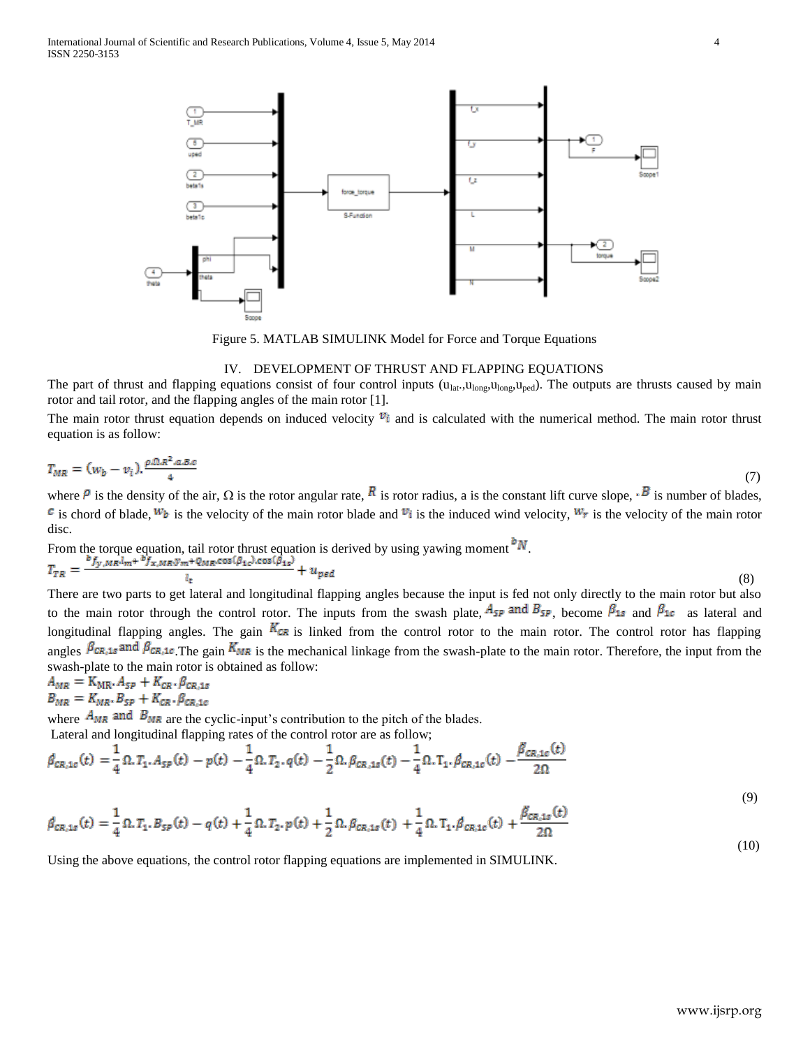Figure 5. MATLAB SIMULINK Model for Force and Torque Equations

## IV. DEVELOPMENT OF THRUST AND FLAPPING EQUATIONS

The part of thrust and flapping equations consist of four control inputs ($u_{lat}$,$u_{long}$,$u_{long}$,$u_{ped}$). The outputs are thrusts caused by main rotor and tail rotor, and the flapping angles of the main rotor [1].

The main rotor thrust equation depends on induced velocity $v_i$ and is calculated with the numerical method. The main rotor thrust equation is as follow:

$$T_{MR} = (w_b - v_i).\frac{\rho.\Omega.R^2.a.B.c}{4} \tag{7}$$

where $\rho$ is the density of the air, $\Omega$ is the rotor angular rate, $R$ is rotor radius, a is the constant lift curve slope, $B$ is number of blades, $c$ is chord of blade, $w_b$ is the velocity of the main rotor blade and $v_i$ is the induced wind velocity, $w_r$ is the velocity of the main rotor disc.

From the torque equation, tail rotor thrust equation is derived by using yawing moment $^bN$.

$$T_{TR} = \frac{^bf_{y,MR}.l_m + {^bf_{x,MR}}.y_m + Q_{MR}.\cos(\beta_{1c}).\cos(\beta_{1s})}{l_t} + u_{ped} \tag{8}$$

There are two parts to get lateral and longitudinal flapping angles because the input is fed not only directly to the main rotor but also to the main rotor through the control rotor. The inputs from the swash plate, $A_{SP}$ and $B_{SP}$, become $\beta_{1s}$ and $\beta_{1c}$ as lateral and longitudinal flapping angles. The gain $K_{CR}$ is linked from the control rotor to the main rotor. The control rotor has flapping angles $\beta_{CR,1s}$ and $\beta_{CR,1c}$. The gain $K_{MR}$ is the mechanical linkage from the swash-plate to the main rotor. Therefore, the input from the swash-plate to the main rotor is obtained as follow:

$$A_{MR} = K_{MR}.A_{SP} + K_{CR}.\beta_{CR,1s}$$
$$B_{MR} = K_{MR}.B_{SP} + K_{CR}.\beta_{CR,1c}$$

where $A_{MR}$ and $B_{MR}$ are the cyclic-input's contribution to the pitch of the blades.

Lateral and longitudinal flapping rates of the control rotor are as follow;

$$\dot{\beta}_{CR,1c}(t) = \frac{1}{4}\Omega.T_1.A_{SP}(t) - p(t) - \frac{1}{4}\Omega.T_2.q(t) - \frac{1}{2}\Omega.\beta_{CR,1s}(t) - \frac{1}{4}\Omega.T_1.\beta_{CR,1c}(t) - \frac{\ddot{\beta}_{CR,1c}(t)}{2\Omega} \tag{9}$$

$$\dot{\beta}_{CR,1s}(t) = \frac{1}{4}\Omega.T_1.B_{SP}(t) - q(t) + \frac{1}{4}\Omega.T_2.p(t) + \frac{1}{2}\Omega.\beta_{CR,1s}(t) + \frac{1}{4}\Omega.T_1.\beta_{CR,1c}(t) + \frac{\ddot{\beta}_{CR,1s}(t)}{2\Omega} \tag{10}$$

Using the above equations, the control rotor flapping equations are implemented in SIMULINK.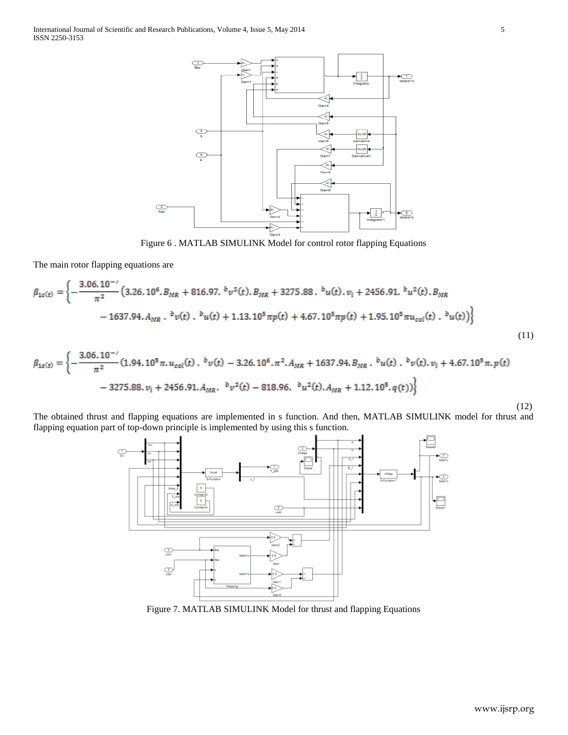Figure 6 . MATLAB SIMULINK Model for control rotor flapping Equations

The main rotor flapping equations are

$$\beta_{1c(t)} = \Big\{ -\frac{3.06.10^{-7}}{\pi^2}\big(3.26.10^6.B_{MR} + 816.97.\ {}^{b}v^2(t).B_{MR} + 3275.88.\ {}^{b}u(t).v_i + 2456.91.\ {}^{b}u^2(t).B_{MR} - 1637.94.A_{MR}.\ {}^{b}v(t).\ {}^{b}u(t) + 1.13.10^5\pi p(t) + 4.67.10^5\pi p(t) + 1.95.10^5\pi u_{col}(t).\ {}^{b}u(t)\big)\Big\} \tag{11}$$

$$\beta_{1s(t)} = \Big\{ -\frac{3.06.10^{-7}}{\pi^2}\big(1.94.10^5\pi.u_{col}(t).\ {}^{b}v(t) - 3.26.10^6.\pi^2.A_{MR} + 1637.94.B_{MR}.\ {}^{b}u(t).\ {}^{b}v(t).v_i + 4.67.10^5\pi.p(t) - 3275.88.v_i + 2456.91.A_{MR}.\ {}^{b}v^2(t) - 818.96.\ {}^{b}u^2(t).A_{MR} + 1.12.10^5.q(t)\big)\Big\} \tag{12}$$

The obtained thrust and flapping equations are implemented in s function. And then, MATLAB SIMULINK model for thrust and flapping equation part of top-down principle is implemented by using this s function.

Figure 7. MATLAB SIMULINK Model for thrust and flapping Equations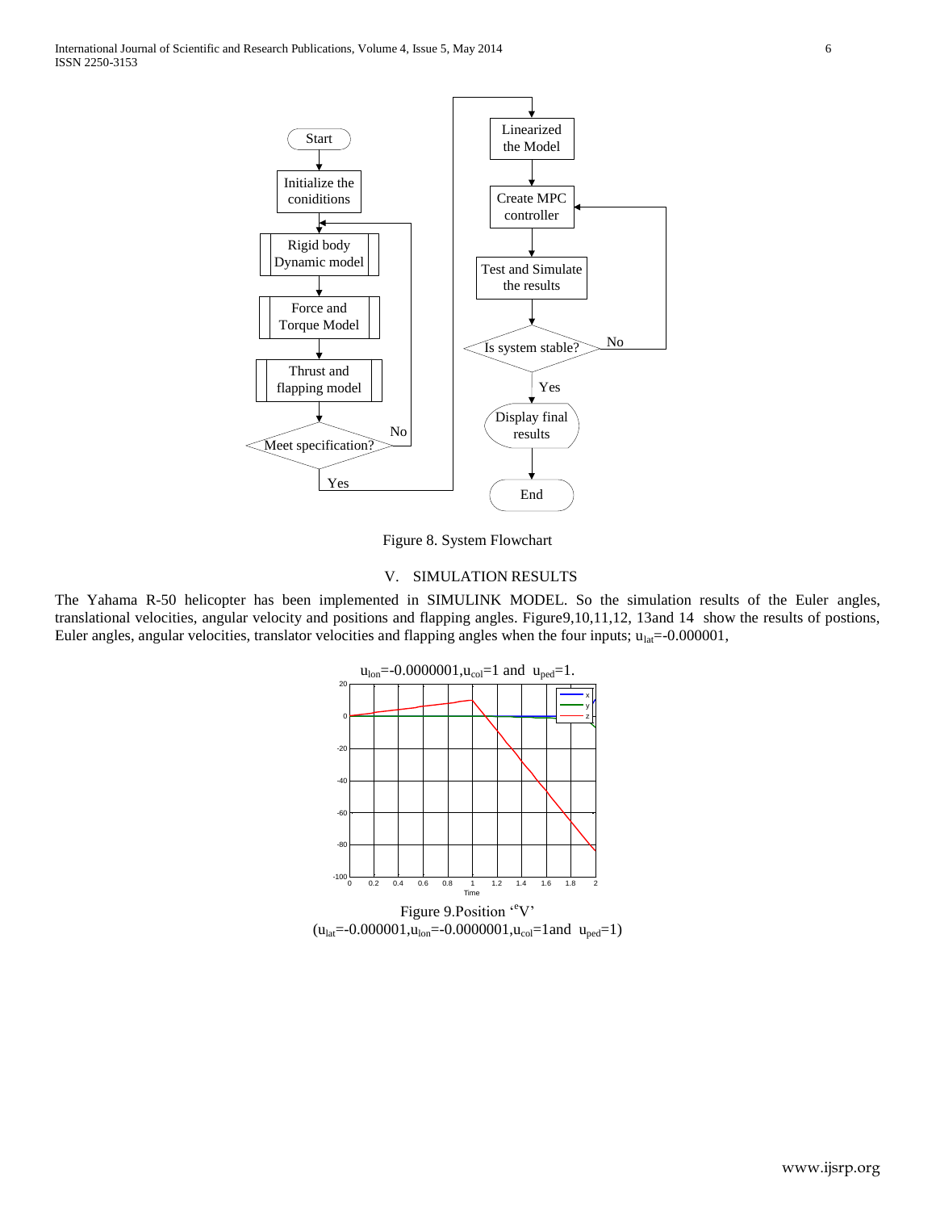Figure 8. System Flowchart

## V. SIMULATION RESULTS

The Yahama R-50 helicopter has been implemented in SIMULINK MODEL. So the simulation results of the Euler angles, translational velocities, angular velocity and positions and flapping angles. Figure9,10,11,12, 13and 14 show the results of postions, Euler angles, angular velocities, translator velocities and flapping angles when the four inputs; $u_{lat}$=-0.000001, $u_{lon}$=-0.0000001,$u_{col}$=1 and $u_{ped}$=1.

Figure 9.Position '$^{e}$V'
($u_{lat}$=-0.000001,$u_{lon}$=-0.0000001,$u_{col}$=1and $u_{ped}$=1)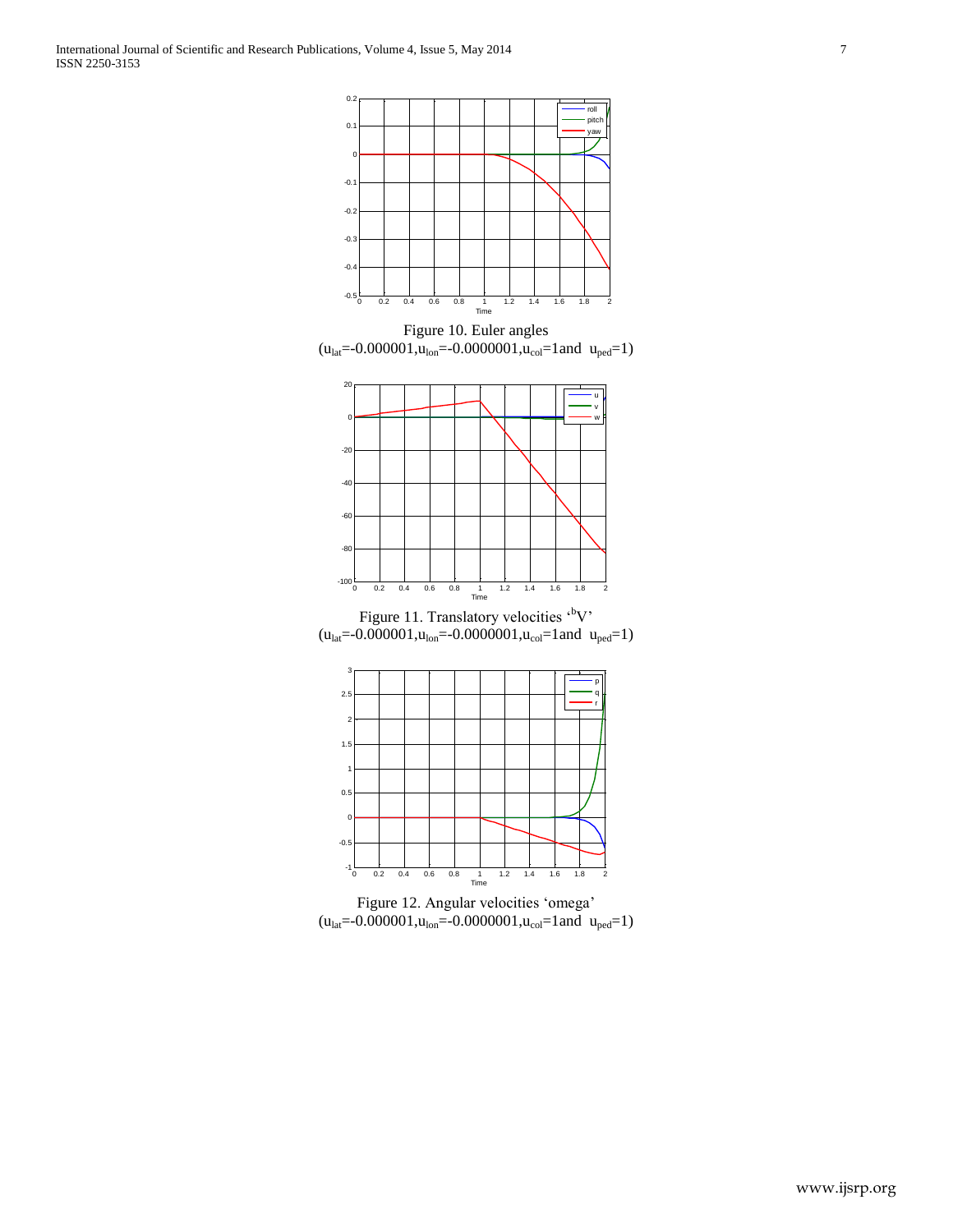Figure 10. Euler angles ($u_{lat}$=-0.000001,$u_{lon}$=-0.0000001,$u_{col}$=1and $u_{ped}$=1)

Figure 11. Translatory velocities '$^bV$' ($u_{lat}$=-0.000001,$u_{lon}$=-0.0000001,$u_{col}$=1and $u_{ped}$=1)

Figure 12. Angular velocities 'omega' ($u_{lat}$=-0.000001,$u_{lon}$=-0.0000001,$u_{col}$=1and $u_{ped}$=1)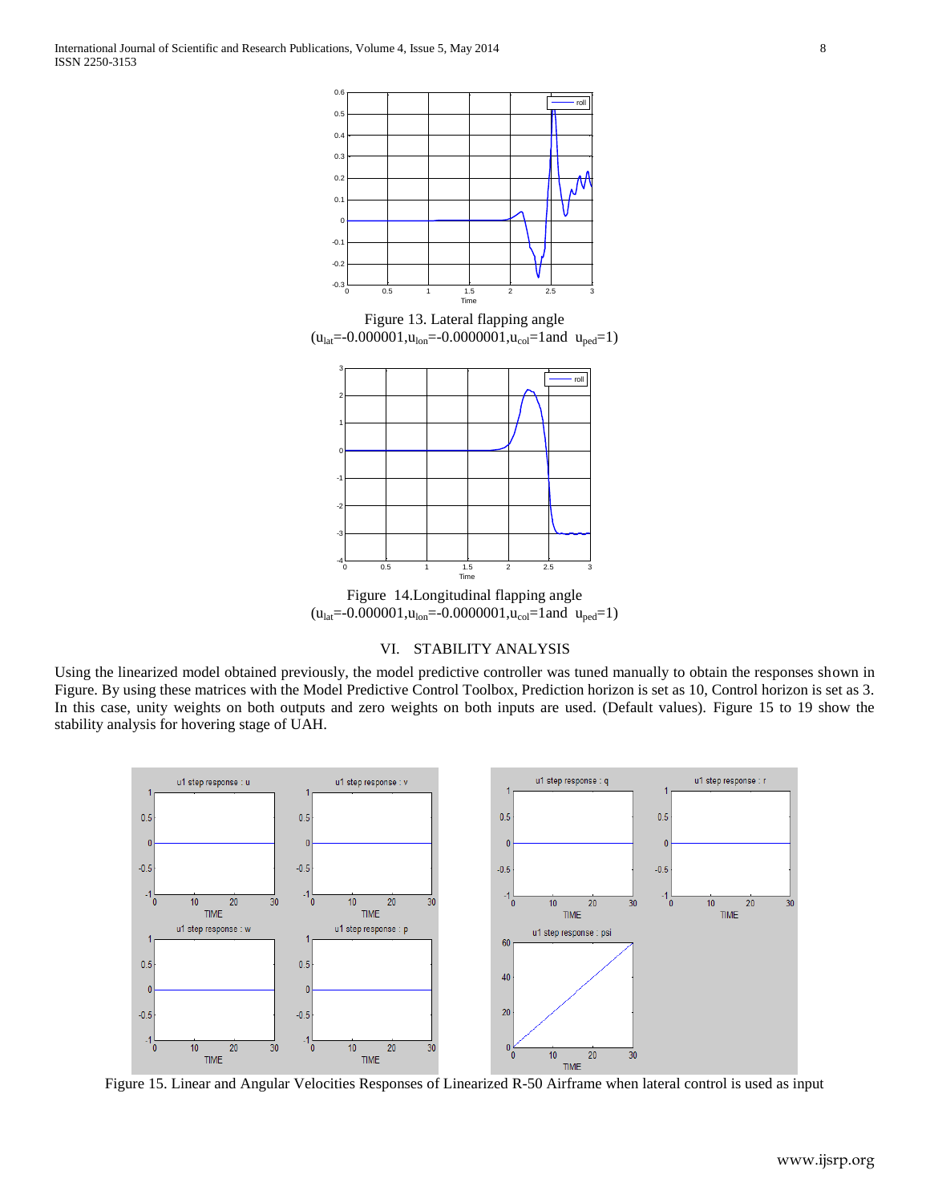Figure 13. Lateral flapping angle ($u_{lat}$=-0.000001,$u_{lon}$=-0.0000001,$u_{col}$=1and $u_{ped}$=1)

Figure 14.Longitudinal flapping angle ($u_{lat}$=-0.000001,$u_{lon}$=-0.0000001,$u_{col}$=1and $u_{ped}$=1)

## VI. STABILITY ANALYSIS

Using the linearized model obtained previously, the model predictive controller was tuned manually to obtain the responses shown in Figure. By using these matrices with the Model Predictive Control Toolbox, Prediction horizon is set as 10, Control horizon is set as 3. In this case, unity weights on both outputs and zero weights on both inputs are used. (Default values). Figure 15 to 19 show the stability analysis for hovering stage of UAH.

Figure 15. Linear and Angular Velocities Responses of Linearized R-50 Airframe when lateral control is used as input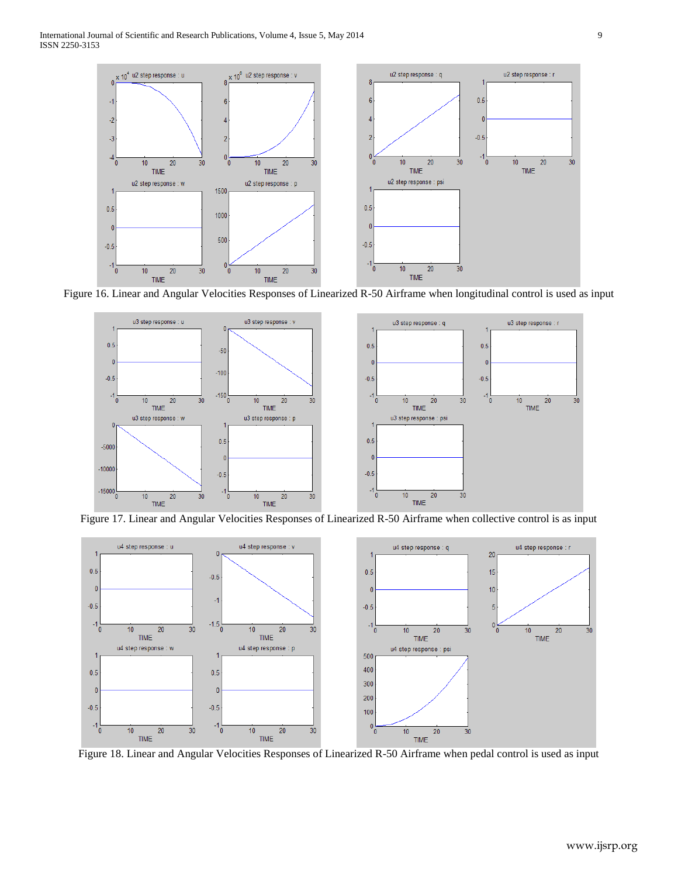Figure 16. Linear and Angular Velocities Responses of Linearized R-50 Airframe when longitudinal control is used as input

Figure 17. Linear and Angular Velocities Responses of Linearized R-50 Airframe when collective control is as input

Figure 18. Linear and Angular Velocities Responses of Linearized R-50 Airframe when pedal control is used as input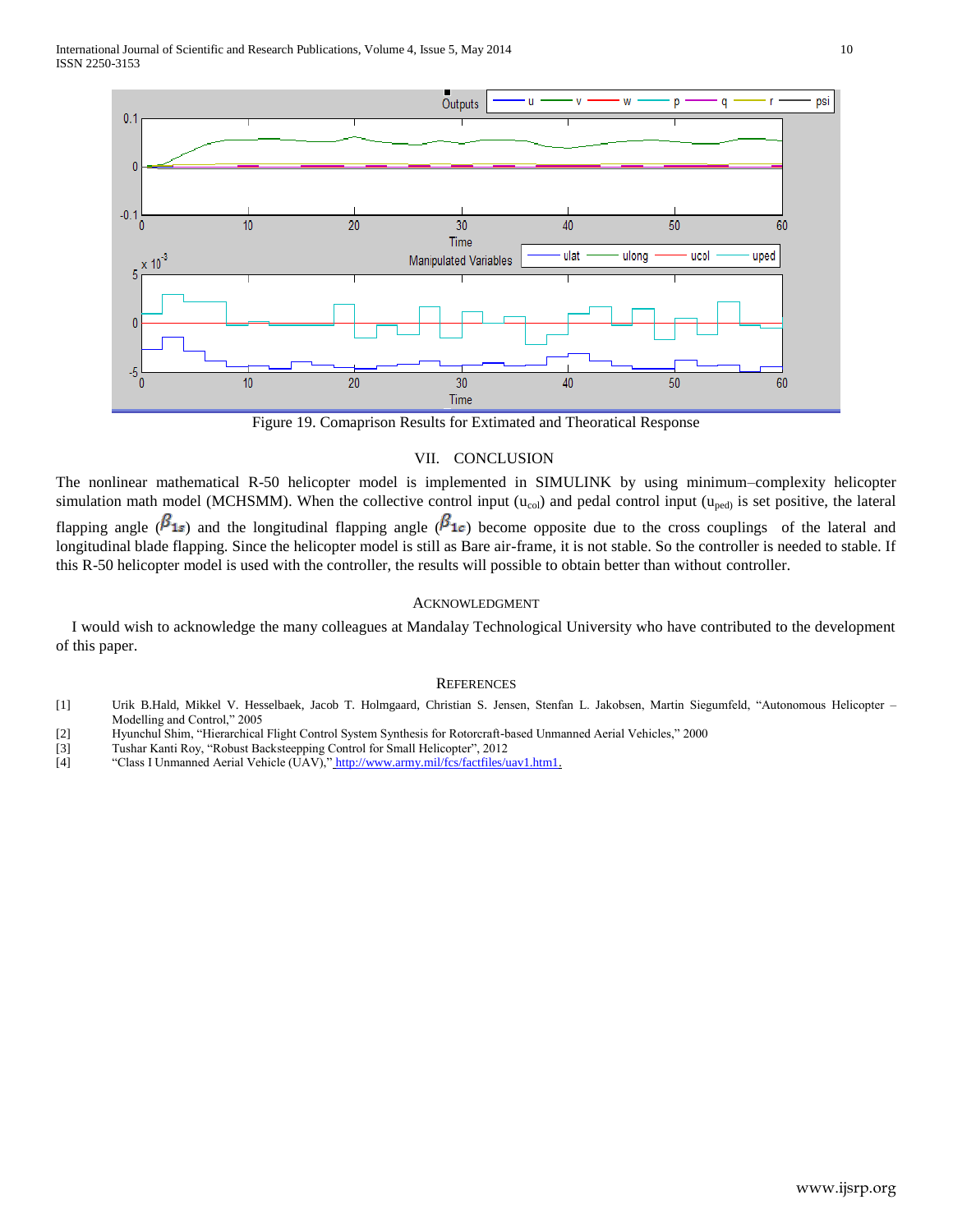Outputs

u v w p q r psi

0.1

0

-0.1

0 10 20 30 40 50 60

Time

Manipulated Variables

ulat ulong ucol uped

x 10$^{-3}$

5

0

-5

0 10 20 30 40 50 60

Time

Figure 19. Comaprison Results for Extimated and Theoratical Response

## VII. CONCLUSION

The nonlinear mathematical R-50 helicopter model is implemented in SIMULINK by using minimum–complexity helicopter simulation math model (MCHSMM). When the collective control input ($u_{col}$) and pedal control input ($u_{ped}$) is set positive, the lateral flapping angle ($\beta_{1s}$) and the longitudinal flapping angle ($\beta_{1c}$) become opposite due to the cross couplings of the lateral and longitudinal blade flapping. Since the helicopter model is still as Bare air-frame, it is not stable. So the controller is needed to stable. If this R-50 helicopter model is used with the controller, the results will possible to obtain better than without controller.

## ACKNOWLEDGMENT

I would wish to acknowledge the many colleagues at Mandalay Technological University who have contributed to the development of this paper.

## REFERENCES

[1] Urik B.Hald, Mikkel V. Hesselbaek, Jacob T. Holmgaard, Christian S. Jensen, Stenfan L. Jakobsen, Martin Siegumfeld, "Autonomous Helicopter – Modelling and Control," 2005

[2] Hyunchul Shim, "Hierarchical Flight Control System Synthesis for Rotorcraft-based Unmanned Aerial Vehicles," 2000

[3] Tushar Kanti Roy, "Robust Backsteepping Control for Small Helicopter", 2012

[4] "Class I Unmanned Aerial Vehicle (UAV)," http://www.army.mil/fcs/factfiles/uav1.htm1.